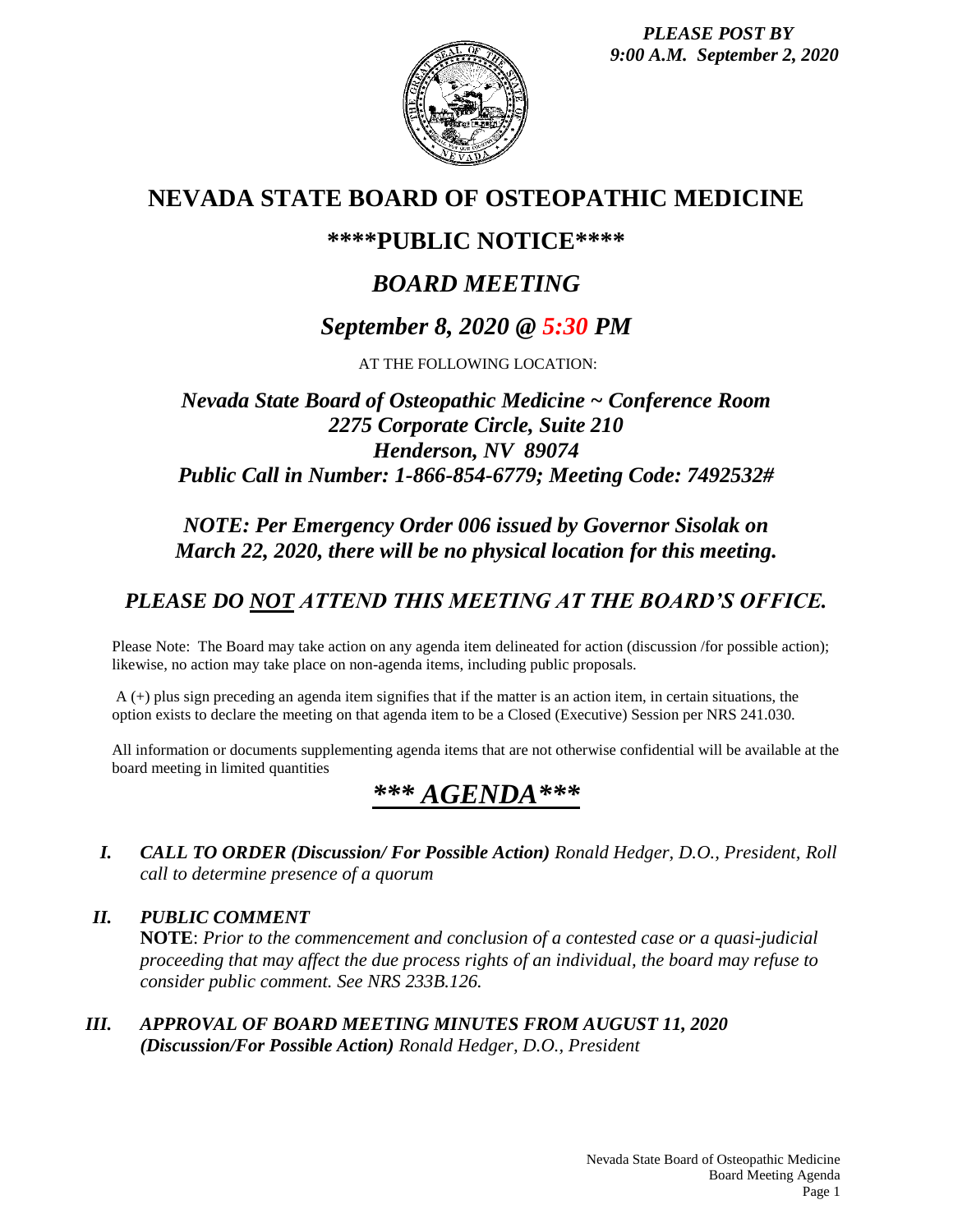*PLEASE POST BY*
*9:00 A.M. September 2, 2020*

# NEVADA STATE BOARD OF OSTEOPATHIC MEDICINE

## \*\*\*\*PUBLIC NOTICE\*\*\*\*

## *BOARD MEETING*

## *September 8, 2020 @ 5:30 PM*

AT THE FOLLOWING LOCATION:

***Nevada State Board of Osteopathic Medicine ~ Conference Room***
***2275 Corporate Circle, Suite 210***
***Henderson, NV 89074***
***Public Call in Number: 1-866-854-6779; Meeting Code: 7492532#***

***NOTE: Per Emergency Order 006 issued by Governor Sisolak on March 22, 2020, there will be no physical location for this meeting.***

## *PLEASE DO NOT ATTEND THIS MEETING AT THE BOARD'S OFFICE.*

Please Note: The Board may take action on any agenda item delineated for action (discussion /for possible action); likewise, no action may take place on non-agenda items, including public proposals.

A (+) plus sign preceding an agenda item signifies that if the matter is an action item, in certain situations, the option exists to declare the meeting on that agenda item to be a Closed (Executive) Session per NRS 241.030.

All information or documents supplementing agenda items that are not otherwise confidential will be available at the board meeting in limited quantities

# *\*\*\* AGENDA\*\*\**

***I. CALL TO ORDER (Discussion/ For Possible Action)*** *Ronald Hedger, D.O., President, Roll call to determine presence of a quorum*

***II. PUBLIC COMMENT***
**NOTE**: *Prior to the commencement and conclusion of a contested case or a quasi-judicial proceeding that may affect the due process rights of an individual, the board may refuse to consider public comment. See NRS 233B.126.*

***III. APPROVAL OF BOARD MEETING MINUTES FROM AUGUST 11, 2020 (Discussion/For Possible Action)*** *Ronald Hedger, D.O., President*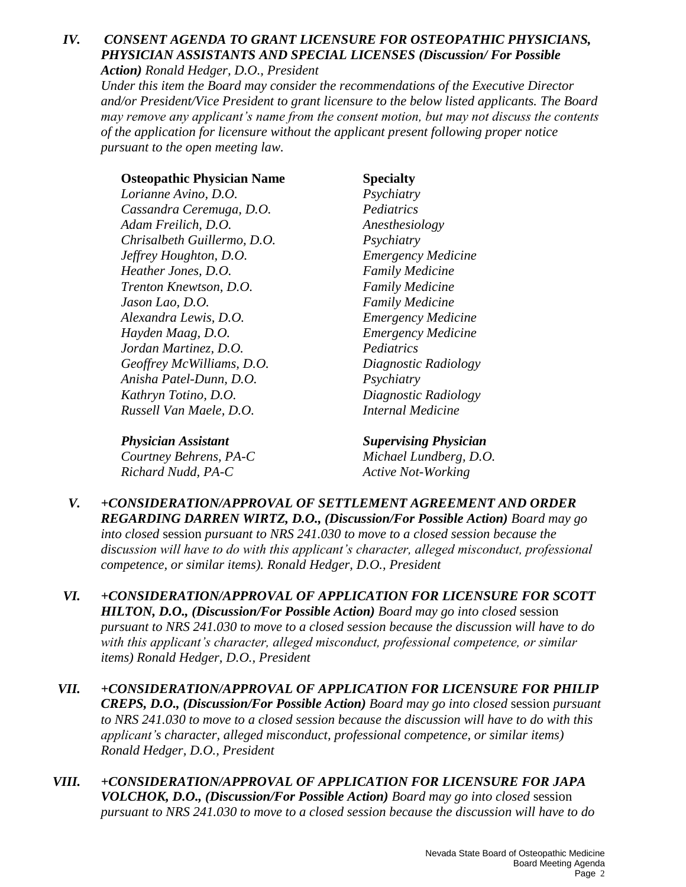*IV.* ***CONSENT AGENDA TO GRANT LICENSURE FOR OSTEOPATHIC PHYSICIANS, PHYSICIAN ASSISTANTS AND SPECIAL LICENSES (Discussion/ For Possible Action)*** *Ronald Hedger, D.O., President*

*Under this item the Board may consider the recommendations of the Executive Director and/or President/Vice President to grant licensure to the below listed applicants. The Board may remove any applicant's name from the consent motion, but may not discuss the contents of the application for licensure without the applicant present following proper notice pursuant to the open meeting law.*

| **Osteopathic Physician Name** | **Specialty** |
|---|---|
| *Lorianne Avino, D.O.* | *Psychiatry* |
| *Cassandra Ceremuga, D.O.* | *Pediatrics* |
| *Adam Freilich, D.O.* | *Anesthesiology* |
| *Chrisalbeth Guillermo, D.O.* | *Psychiatry* |
| *Jeffrey Houghton, D.O.* | *Emergency Medicine* |
| *Heather Jones, D.O.* | *Family Medicine* |
| *Trenton Knewtson, D.O.* | *Family Medicine* |
| *Jason Lao, D.O.* | *Family Medicine* |
| *Alexandra Lewis, D.O.* | *Emergency Medicine* |
| *Hayden Maag, D.O.* | *Emergency Medicine* |
| *Jordan Martinez, D.O.* | *Pediatrics* |
| *Geoffrey McWilliams, D.O.* | *Diagnostic Radiology* |
| *Anisha Patel-Dunn, D.O.* | *Psychiatry* |
| *Kathryn Totino, D.O.* | *Diagnostic Radiology* |
| *Russell Van Maele, D.O.* | *Internal Medicine* |

| ***Physician Assistant*** | ***Supervising Physician*** |
|---|---|
| *Courtney Behrens, PA-C* | *Michael Lundberg, D.O.* |
| *Richard Nudd, PA-C* | *Active Not-Working* |

*V.* ***+CONSIDERATION/APPROVAL OF SETTLEMENT AGREEMENT AND ORDER REGARDING DARREN WIRTZ, D.O., (Discussion/For Possible Action)*** *Board may go into closed* session *pursuant to NRS 241.030 to move to a closed session because the discussion will have to do with this applicant's character, alleged misconduct, professional competence, or similar items). Ronald Hedger, D.O., President*

*VI.* ***+CONSIDERATION/APPROVAL OF APPLICATION FOR LICENSURE FOR SCOTT HILTON, D.O., (Discussion/For Possible Action)*** *Board may go into closed* session *pursuant to NRS 241.030 to move to a closed session because the discussion will have to do with this applicant's character, alleged misconduct, professional competence, or similar items) Ronald Hedger, D.O., President*

*VII.* ***+CONSIDERATION/APPROVAL OF APPLICATION FOR LICENSURE FOR PHILIP CREPS, D.O., (Discussion/For Possible Action)*** *Board may go into closed* session *pursuant to NRS 241.030 to move to a closed session because the discussion will have to do with this applicant's character, alleged misconduct, professional competence, or similar items) Ronald Hedger, D.O., President*

*VIII.* ***+CONSIDERATION/APPROVAL OF APPLICATION FOR LICENSURE FOR JAPA VOLCHOK, D.O., (Discussion/For Possible Action)*** *Board may go into closed* session *pursuant to NRS 241.030 to move to a closed session because the discussion will have to do*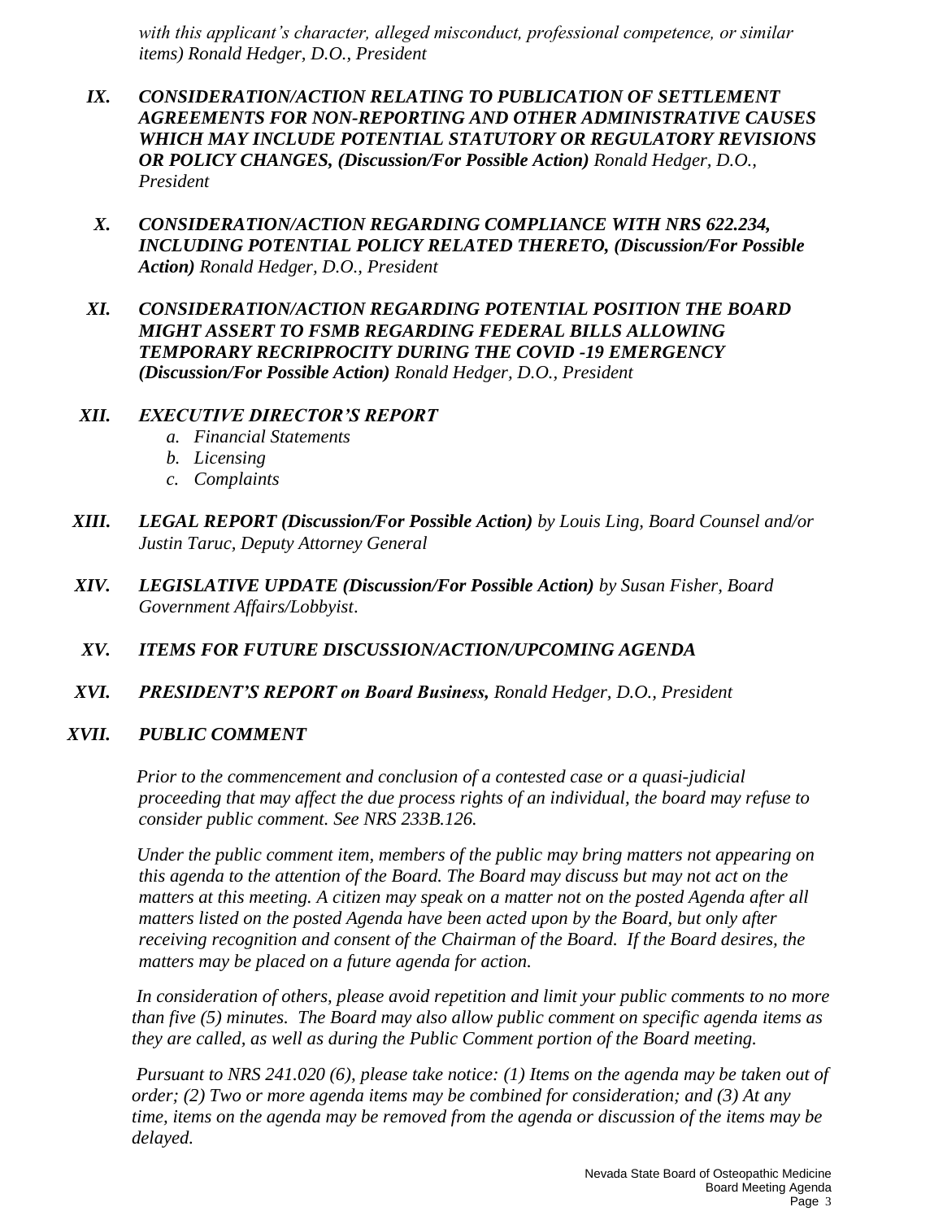*with this applicant's character, alleged misconduct, professional competence, or similar items) Ronald Hedger, D.O., President*

**IX. *CONSIDERATION/ACTION RELATING TO PUBLICATION OF SETTLEMENT AGREEMENTS FOR NON-REPORTING AND OTHER ADMINISTRATIVE CAUSES WHICH MAY INCLUDE POTENTIAL STATUTORY OR REGULATORY REVISIONS OR POLICY CHANGES, (Discussion/For Possible Action)*** *Ronald Hedger, D.O., President*

**X. *CONSIDERATION/ACTION REGARDING COMPLIANCE WITH NRS 622.234, INCLUDING POTENTIAL POLICY RELATED THERETO, (Discussion/For Possible Action)*** *Ronald Hedger, D.O., President*

**XI. *CONSIDERATION/ACTION REGARDING POTENTIAL POSITION THE BOARD MIGHT ASSERT TO FSMB REGARDING FEDERAL BILLS ALLOWING TEMPORARY RECRIPROCITY DURING THE COVID -19 EMERGENCY (Discussion/For Possible Action)*** *Ronald Hedger, D.O., President*

**XII. *EXECUTIVE DIRECTOR'S REPORT***

*a. Financial Statements*

*b. Licensing*

*c. Complaints*

**XIII. *LEGAL REPORT (Discussion/For Possible Action)*** *by Louis Ling, Board Counsel and/or Justin Taruc, Deputy Attorney General*

**XIV. *LEGISLATIVE UPDATE (Discussion/For Possible Action)*** *by Susan Fisher, Board Government Affairs/Lobbyist*.

**XV. *ITEMS FOR FUTURE DISCUSSION/ACTION/UPCOMING AGENDA***

**XVI. *PRESIDENT'S REPORT on Board Business,*** *Ronald Hedger, D.O., President*

**XVII. *PUBLIC COMMENT***

*Prior to the commencement and conclusion of a contested case or a quasi-judicial proceeding that may affect the due process rights of an individual, the board may refuse to consider public comment. See NRS 233B.126.*

*Under the public comment item, members of the public may bring matters not appearing on this agenda to the attention of the Board. The Board may discuss but may not act on the matters at this meeting. A citizen may speak on a matter not on the posted Agenda after all matters listed on the posted Agenda have been acted upon by the Board, but only after receiving recognition and consent of the Chairman of the Board. If the Board desires, the matters may be placed on a future agenda for action.*

*In consideration of others, please avoid repetition and limit your public comments to no more than five (5) minutes. The Board may also allow public comment on specific agenda items as they are called, as well as during the Public Comment portion of the Board meeting.*

*Pursuant to NRS 241.020 (6), please take notice: (1) Items on the agenda may be taken out of order; (2) Two or more agenda items may be combined for consideration; and (3) At any time, items on the agenda may be removed from the agenda or discussion of the items may be delayed.*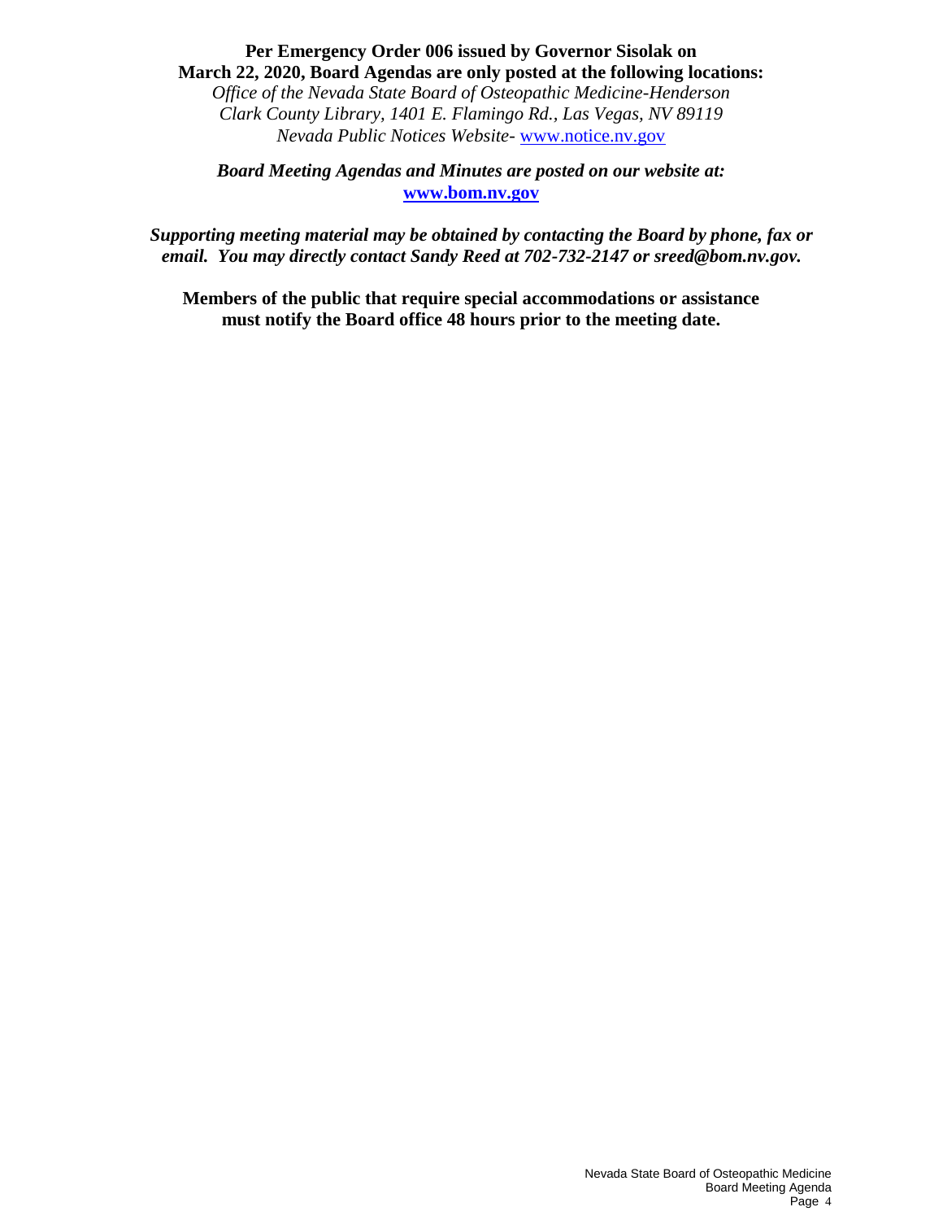**Per Emergency Order 006 issued by Governor Sisolak on March 22, 2020, Board Agendas are only posted at the following locations:**

*Office of the Nevada State Board of Osteopathic Medicine-Henderson*
*Clark County Library, 1401 E. Flamingo Rd., Las Vegas, NV 89119*
*Nevada Public Notices Website-* www.notice.nv.gov

***Board Meeting Agendas and Minutes are posted on our website at:***
**www.bom.nv.gov**

***Supporting meeting material may be obtained by contacting the Board by phone, fax or email. You may directly contact Sandy Reed at 702-732-2147 or sreed@bom.nv.gov.***

**Members of the public that require special accommodations or assistance must notify the Board office 48 hours prior to the meeting date.**